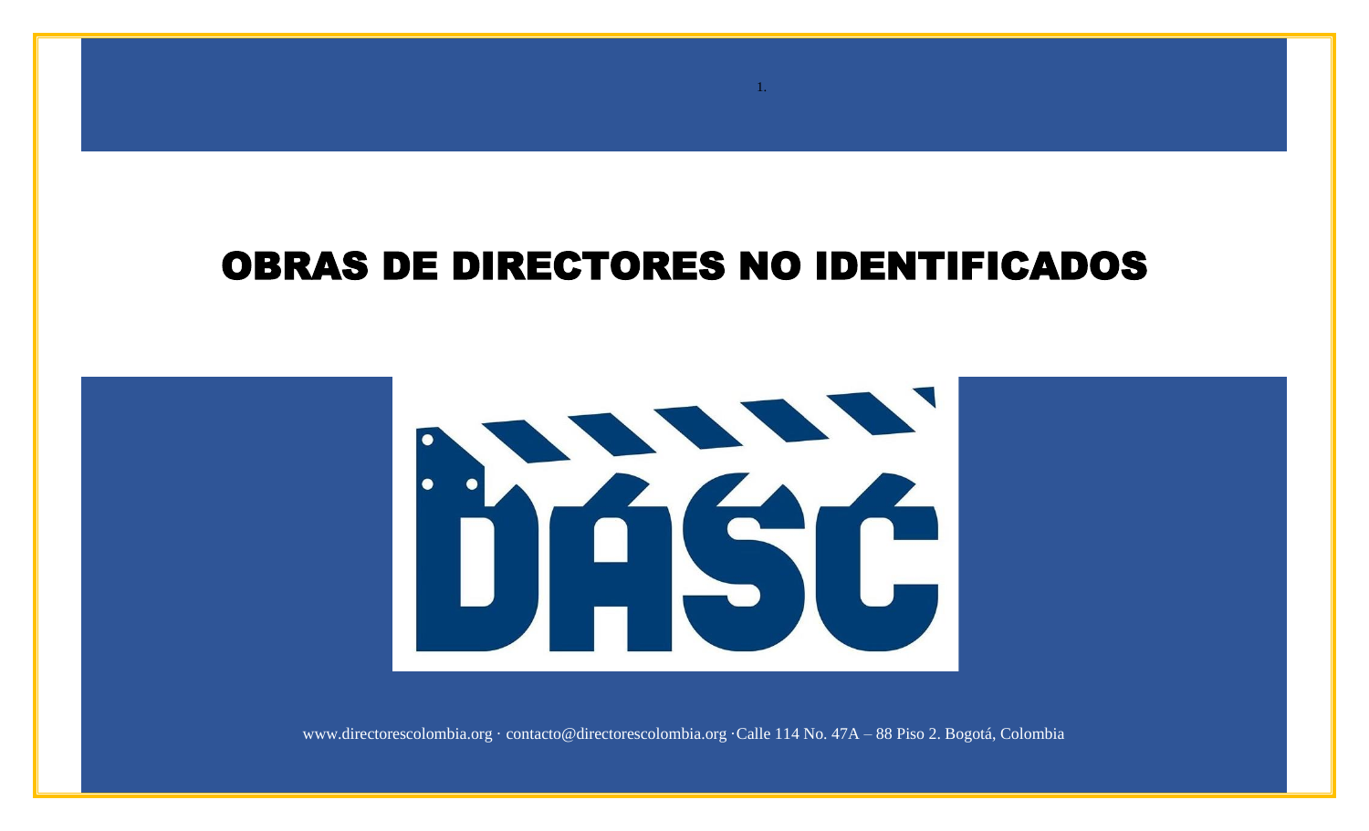# OBRAS DE DIRECTORES NO IDENTIFICADOS

DASC

www.directorescolombia.org · contacto@directorescolombia.org ·Calle 114 No. 47A – 88 Piso 2. Bogotá, Colombia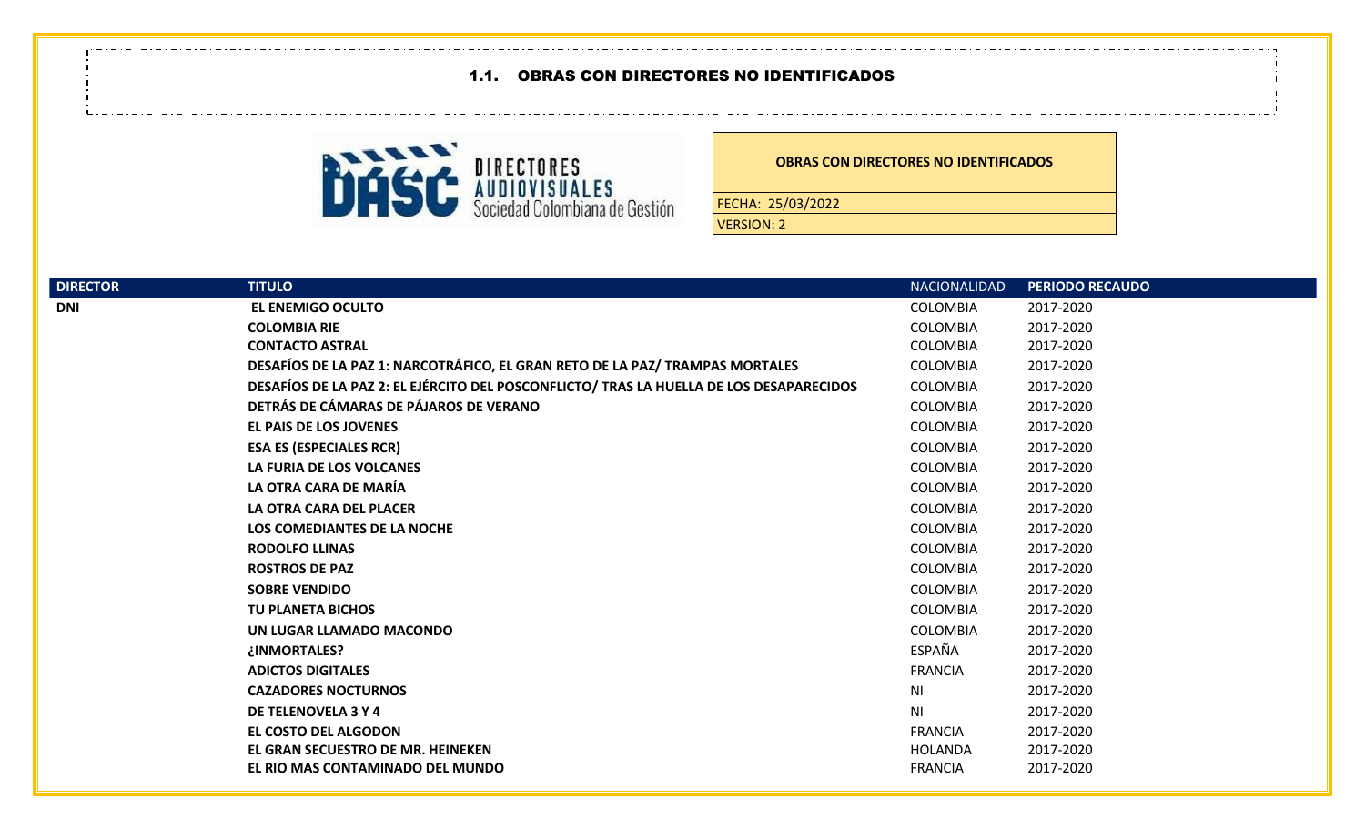## 1.1. OBRAS CON DIRECTORES NO IDENTIFICADOS

DIRECTORES AUDIOVISUALES
Sociedad Colombiana de Gestión

| OBRAS CON DIRECTORES NO IDENTIFICADOS |
|---|
| FECHA: 25/03/2022 |
| VERSION: 2 |

| DIRECTOR | TITULO | NACIONALIDAD | PERIODO RECAUDO |
|---|---|---|---|
| **DNI** | **EL ENEMIGO OCULTO** | COLOMBIA | 2017-2020 |
| | **COLOMBIA RIE** | COLOMBIA | 2017-2020 |
| | **CONTACTO ASTRAL** | COLOMBIA | 2017-2020 |
| | **DESAFÍOS DE LA PAZ 1: NARCOTRÁFICO, EL GRAN RETO DE LA PAZ/ TRAMPAS MORTALES** | COLOMBIA | 2017-2020 |
| | **DESAFÍOS DE LA PAZ 2: EL EJÉRCITO DEL POSCONFLICTO/ TRAS LA HUELLA DE LOS DESAPARECIDOS** | COLOMBIA | 2017-2020 |
| | **DETRÁS DE CÁMARAS DE PÁJAROS DE VERANO** | COLOMBIA | 2017-2020 |
| | **EL PAIS DE LOS JOVENES** | COLOMBIA | 2017-2020 |
| | **ESA ES (ESPECIALES RCR)** | COLOMBIA | 2017-2020 |
| | **LA FURIA DE LOS VOLCANES** | COLOMBIA | 2017-2020 |
| | **LA OTRA CARA DE MARÍA** | COLOMBIA | 2017-2020 |
| | **LA OTRA CARA DEL PLACER** | COLOMBIA | 2017-2020 |
| | **LOS COMEDIANTES DE LA NOCHE** | COLOMBIA | 2017-2020 |
| | **RODOLFO LLINAS** | COLOMBIA | 2017-2020 |
| | **ROSTROS DE PAZ** | COLOMBIA | 2017-2020 |
| | **SOBRE VENDIDO** | COLOMBIA | 2017-2020 |
| | **TU PLANETA BICHOS** | COLOMBIA | 2017-2020 |
| | **UN LUGAR LLAMADO MACONDO** | COLOMBIA | 2017-2020 |
| | **¿INMORTALES?** | ESPAÑA | 2017-2020 |
| | **ADICTOS DIGITALES** | FRANCIA | 2017-2020 |
| | **CAZADORES NOCTURNOS** | NI | 2017-2020 |
| | **DE TELENOVELA 3 Y 4** | NI | 2017-2020 |
| | **EL COSTO DEL ALGODON** | FRANCIA | 2017-2020 |
| | **EL GRAN SECUESTRO DE MR. HEINEKEN** | HOLANDA | 2017-2020 |
| | **EL RIO MAS CONTAMINADO DEL MUNDO** | FRANCIA | 2017-2020 |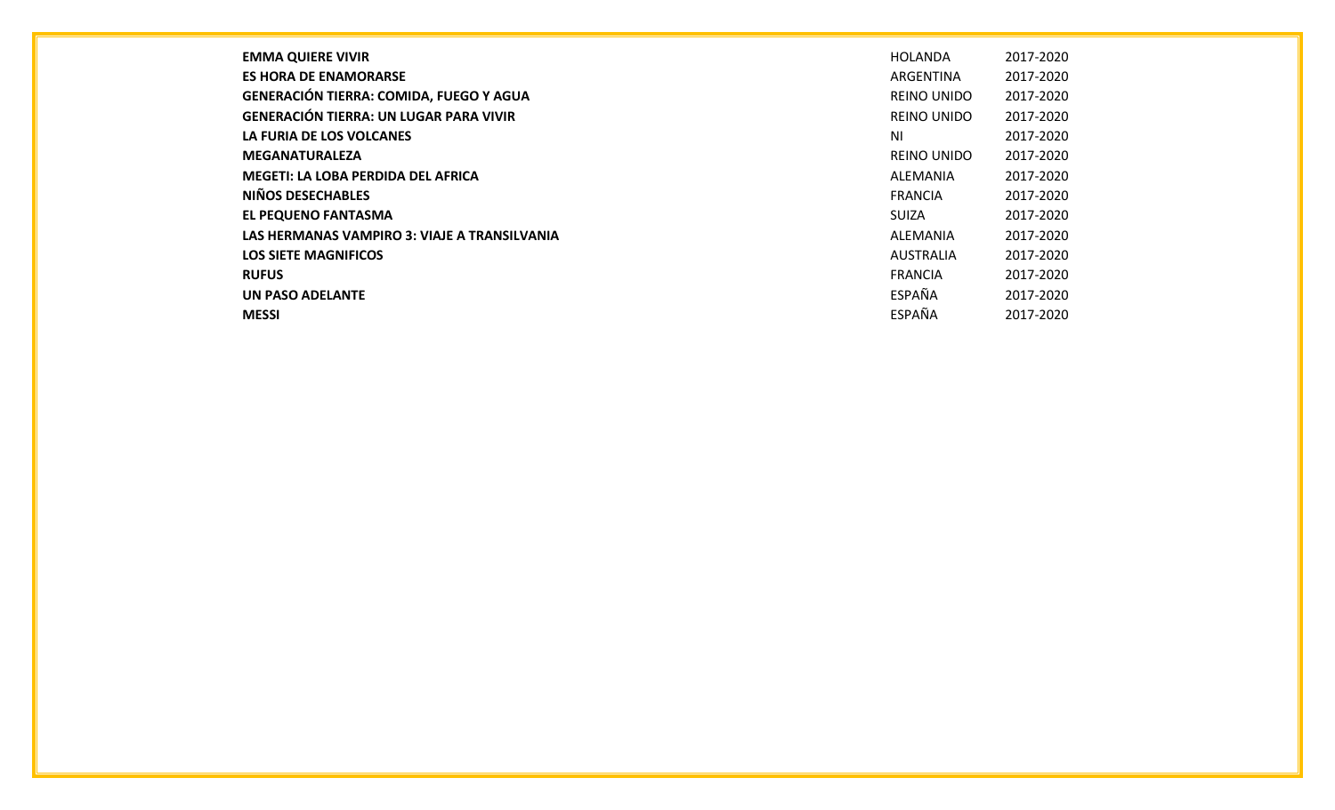| | | |
|---|---|---|
| **EMMA QUIERE VIVIR** | HOLANDA | 2017-2020 |
| **ES HORA DE ENAMORARSE** | ARGENTINA | 2017-2020 |
| **GENERACIÓN TIERRA: COMIDA, FUEGO Y AGUA** | REINO UNIDO | 2017-2020 |
| **GENERACIÓN TIERRA: UN LUGAR PARA VIVIR** | REINO UNIDO | 2017-2020 |
| **LA FURIA DE LOS VOLCANES** | NI | 2017-2020 |
| **MEGANATURALEZA** | REINO UNIDO | 2017-2020 |
| **MEGETI: LA LOBA PERDIDA DEL AFRICA** | ALEMANIA | 2017-2020 |
| **NIÑOS DESECHABLES** | FRANCIA | 2017-2020 |
| **EL PEQUENO FANTASMA** | SUIZA | 2017-2020 |
| **LAS HERMANAS VAMPIRO 3: VIAJE A TRANSILVANIA** | ALEMANIA | 2017-2020 |
| **LOS SIETE MAGNIFICOS** | AUSTRALIA | 2017-2020 |
| **RUFUS** | FRANCIA | 2017-2020 |
| **UN PASO ADELANTE** | ESPAÑA | 2017-2020 |
| **MESSI** | ESPAÑA | 2017-2020 |